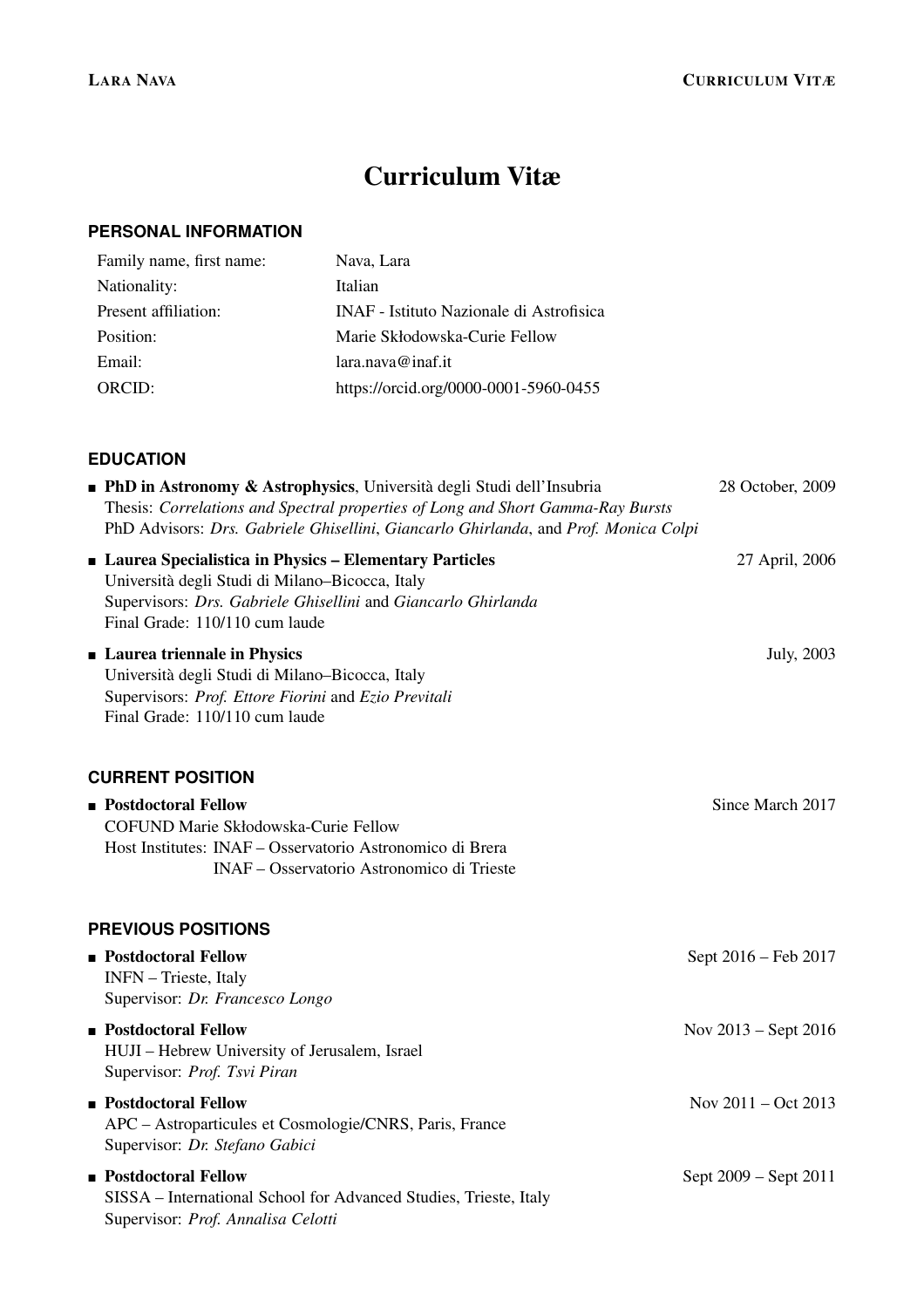# Curriculum Vitæ

## PERSONAL INFORMATION

| | |
|---|---|
| Family name, first name: | Nava, Lara |
| Nationality: | Italian |
| Present affiliation: | INAF - Istituto Nazionale di Astrofisica |
| Position: | Marie Skłodowska-Curie Fellow |
| Email: | lara.nava@inaf.it |
| ORCID: | https://orcid.org/0000-0001-5960-0455 |

## EDUCATION

- **PhD in Astronomy & Astrophysics**, Università degli Studi dell'Insubria — 28 October, 2009
  Thesis: *Correlations and Spectral properties of Long and Short Gamma-Ray Bursts*
  PhD Advisors: *Drs. Gabriele Ghisellini*, *Giancarlo Ghirlanda*, and *Prof. Monica Colpi*

- **Laurea Specialistica in Physics – Elementary Particles** — 27 April, 2006
  Università degli Studi di Milano–Bicocca, Italy
  Supervisors: *Drs. Gabriele Ghisellini* and *Giancarlo Ghirlanda*
  Final Grade: 110/110 cum laude

- **Laurea triennale in Physics** — July, 2003
  Università degli Studi di Milano–Bicocca, Italy
  Supervisors: *Prof. Ettore Fiorini* and *Ezio Previtali*
  Final Grade: 110/110 cum laude

## CURRENT POSITION

- **Postdoctoral Fellow** — Since March 2017
  COFUND Marie Skłodowska-Curie Fellow
  Host Institutes: INAF – Osservatorio Astronomico di Brera
  INAF – Osservatorio Astronomico di Trieste

## PREVIOUS POSITIONS

- **Postdoctoral Fellow** — Sept 2016 – Feb 2017
  INFN – Trieste, Italy
  Supervisor: *Dr. Francesco Longo*

- **Postdoctoral Fellow** — Nov 2013 – Sept 2016
  HUJI – Hebrew University of Jerusalem, Israel
  Supervisor: *Prof. Tsvi Piran*

- **Postdoctoral Fellow** — Nov 2011 – Oct 2013
  APC – Astroparticules et Cosmologie/CNRS, Paris, France
  Supervisor: *Dr. Stefano Gabici*

- **Postdoctoral Fellow** — Sept 2009 – Sept 2011
  SISSA – International School for Advanced Studies, Trieste, Italy
  Supervisor: *Prof. Annalisa Celotti*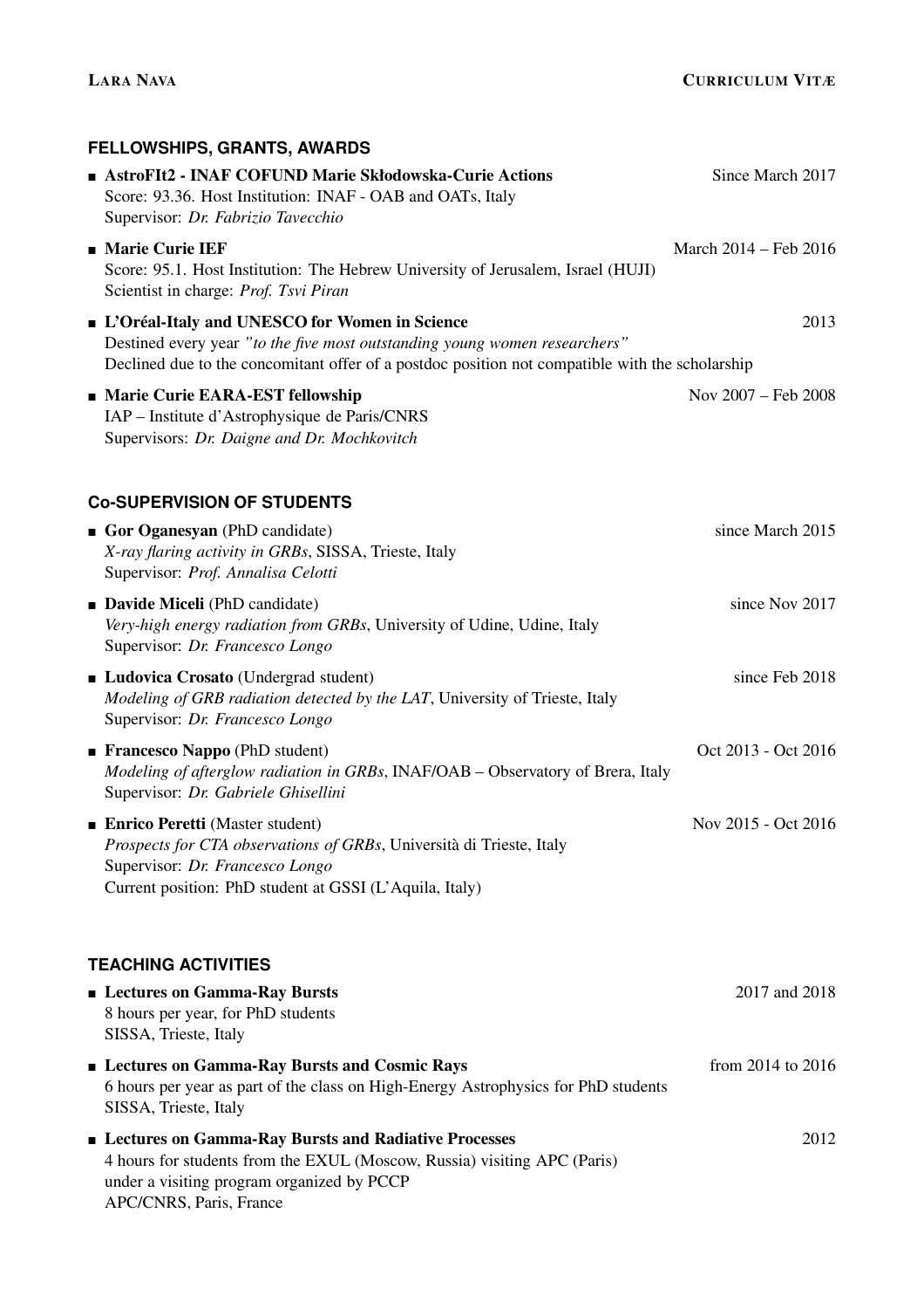## FELLOWSHIPS, GRANTS, AWARDS

- **AstroFIt2 - INAF COFUND Marie Skłodowska-Curie Actions** — Since March 2017
  Score: 93.36. Host Institution: INAF - OAB and OATs, Italy
  Supervisor: *Dr. Fabrizio Tavecchio*
- **Marie Curie IEF** — March 2014 – Feb 2016
  Score: 95.1. Host Institution: The Hebrew University of Jerusalem, Israel (HUJI)
  Scientist in charge: *Prof. Tsvi Piran*
- **L'Oréal-Italy and UNESCO for Women in Science** — 2013
  Destined every year *"to the five most outstanding young women researchers"*
  Declined due to the concomitant offer of a postdoc position not compatible with the scholarship
- **Marie Curie EARA-EST fellowship** — Nov 2007 – Feb 2008
  IAP – Institute d'Astrophysique de Paris/CNRS
  Supervisors: *Dr. Daigne and Dr. Mochkovitch*

## Co-SUPERVISION OF STUDENTS

- **Gor Oganesyan** (PhD candidate) — since March 2015
  *X-ray flaring activity in GRBs*, SISSA, Trieste, Italy
  Supervisor: *Prof. Annalisa Celotti*
- **Davide Miceli** (PhD candidate) — since Nov 2017
  *Very-high energy radiation from GRBs*, University of Udine, Udine, Italy
  Supervisor: *Dr. Francesco Longo*
- **Ludovica Crosato** (Undergrad student) — since Feb 2018
  *Modeling of GRB radiation detected by the LAT*, University of Trieste, Italy
  Supervisor: *Dr. Francesco Longo*
- **Francesco Nappo** (PhD student) — Oct 2013 - Oct 2016
  *Modeling of afterglow radiation in GRBs*, INAF/OAB – Observatory of Brera, Italy
  Supervisor: *Dr. Gabriele Ghisellini*
- **Enrico Peretti** (Master student) — Nov 2015 - Oct 2016
  *Prospects for CTA observations of GRBs*, Università di Trieste, Italy
  Supervisor: *Dr. Francesco Longo*
  Current position: PhD student at GSSI (L'Aquila, Italy)

## TEACHING ACTIVITIES

- **Lectures on Gamma-Ray Bursts** — 2017 and 2018
  8 hours per year, for PhD students
  SISSA, Trieste, Italy
- **Lectures on Gamma-Ray Bursts and Cosmic Rays** — from 2014 to 2016
  6 hours per year as part of the class on High-Energy Astrophysics for PhD students
  SISSA, Trieste, Italy
- **Lectures on Gamma-Ray Bursts and Radiative Processes** — 2012
  4 hours for students from the EXUL (Moscow, Russia) visiting APC (Paris)
  under a visiting program organized by PCCP
  APC/CNRS, Paris, France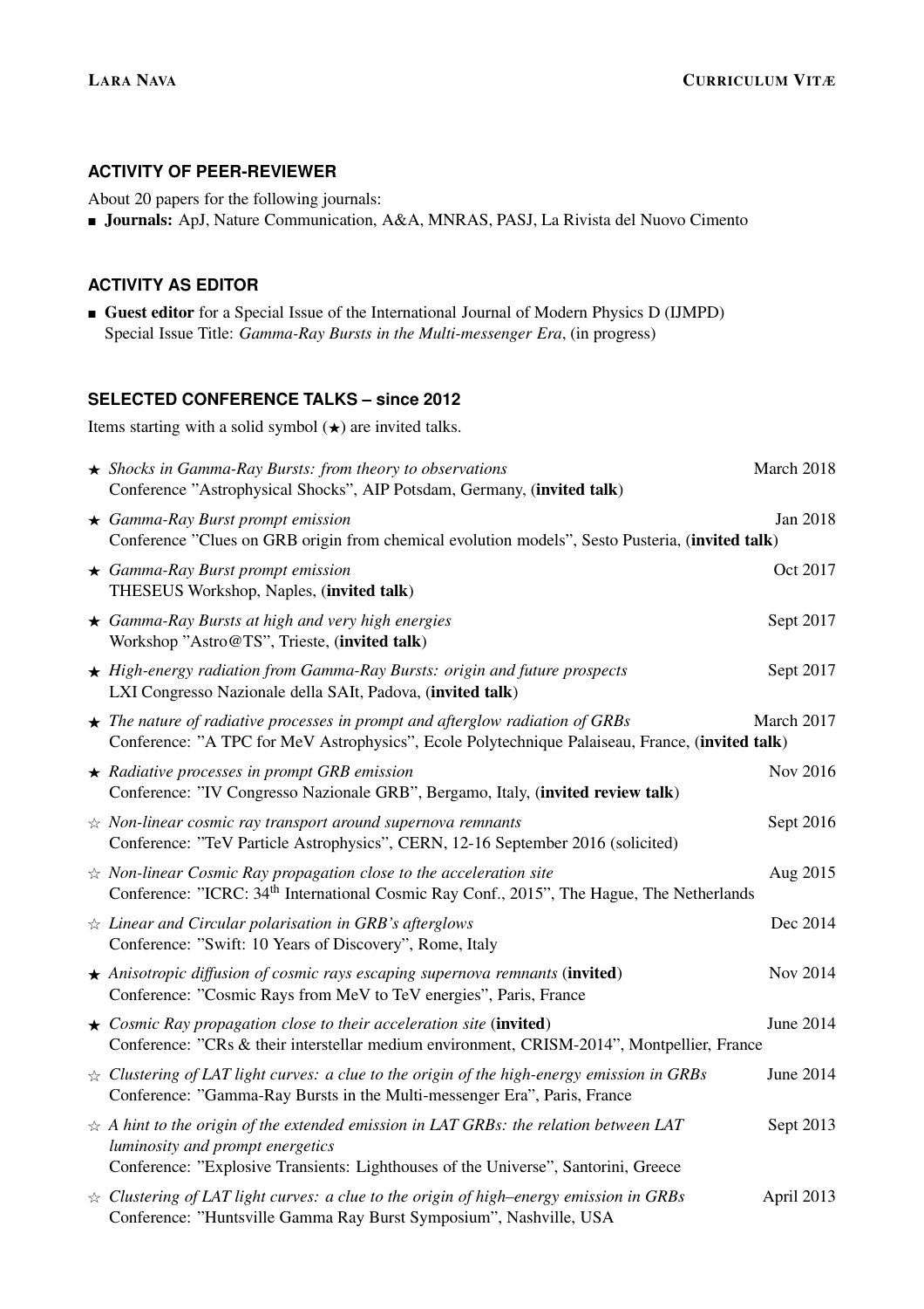## ACTIVITY OF PEER-REVIEWER

About 20 papers for the following journals:

- **Journals:** ApJ, Nature Communication, A&A, MNRAS, PASJ, La Rivista del Nuovo Cimento

## ACTIVITY AS EDITOR

- **Guest editor** for a Special Issue of the International Journal of Modern Physics D (IJMPD)
  Special Issue Title: *Gamma-Ray Bursts in the Multi-messenger Era*, (in progress)

## SELECTED CONFERENCE TALKS – since 2012

Items starting with a solid symbol (★) are invited talks.

★ *Shocks in Gamma-Ray Bursts: from theory to observations* — March 2018
Conference "Astrophysical Shocks", AIP Potsdam, Germany, (**invited talk**)

★ *Gamma-Ray Burst prompt emission* — Jan 2018
Conference "Clues on GRB origin from chemical evolution models", Sesto Pusteria, (**invited talk**)

★ *Gamma-Ray Burst prompt emission* — Oct 2017
THESEUS Workshop, Naples, (**invited talk**)

★ *Gamma-Ray Bursts at high and very high energies* — Sept 2017
Workshop "Astro@TS", Trieste, (**invited talk**)

★ *High-energy radiation from Gamma-Ray Bursts: origin and future prospects* — Sept 2017
LXI Congresso Nazionale della SAIt, Padova, (**invited talk**)

★ *The nature of radiative processes in prompt and afterglow radiation of GRBs* — March 2017
Conference: "A TPC for MeV Astrophysics", Ecole Polytechnique Palaiseau, France, (**invited talk**)

★ *Radiative processes in prompt GRB emission* — Nov 2016
Conference: "IV Congresso Nazionale GRB", Bergamo, Italy, (**invited review talk**)

☆ *Non-linear cosmic ray transport around supernova remnants* — Sept 2016
Conference: "TeV Particle Astrophysics", CERN, 12-16 September 2016 (solicited)

☆ *Non-linear Cosmic Ray propagation close to the acceleration site* — Aug 2015
Conference: "ICRC: 34$^{th}$ International Cosmic Ray Conf., 2015", The Hague, The Netherlands

☆ *Linear and Circular polarisation in GRB's afterglows* — Dec 2014
Conference: "Swift: 10 Years of Discovery", Rome, Italy

★ *Anisotropic diffusion of cosmic rays escaping supernova remnants* (**invited**) — Nov 2014
Conference: "Cosmic Rays from MeV to TeV energies", Paris, France

★ *Cosmic Ray propagation close to their acceleration site* (**invited**) — June 2014
Conference: "CRs & their interstellar medium environment, CRISM-2014", Montpellier, France

☆ *Clustering of LAT light curves: a clue to the origin of the high-energy emission in GRBs* — June 2014
Conference: "Gamma-Ray Bursts in the Multi-messenger Era", Paris, France

☆ *A hint to the origin of the extended emission in LAT GRBs: the relation between LAT luminosity and prompt energetics* — Sept 2013
Conference: "Explosive Transients: Lighthouses of the Universe", Santorini, Greece

☆ *Clustering of LAT light curves: a clue to the origin of high–energy emission in GRBs* — April 2013
Conference: "Huntsville Gamma Ray Burst Symposium", Nashville, USA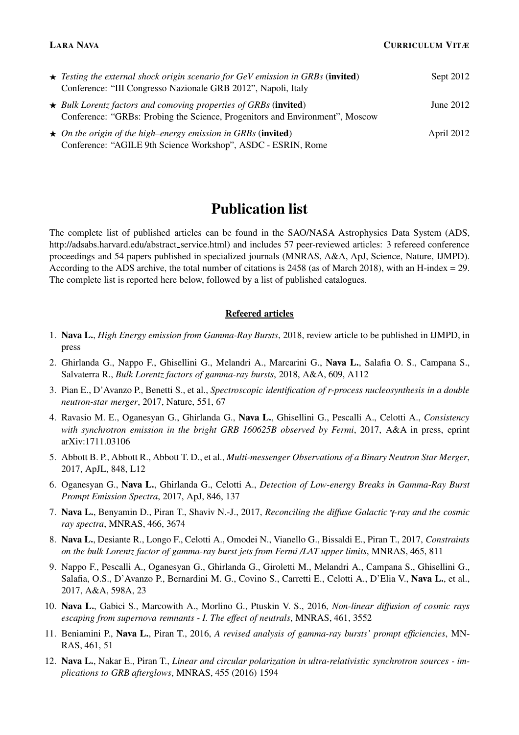- ★ *Testing the external shock origin scenario for GeV emission in GRBs* (**invited**) Sept 2012
  Conference: "III Congresso Nazionale GRB 2012", Napoli, Italy
- ★ *Bulk Lorentz factors and comoving properties of GRBs* (**invited**) June 2012
  Conference: "GRBs: Probing the Science, Progenitors and Environment", Moscow
- ★ *On the origin of the high–energy emission in GRBs* (**invited**) April 2012
  Conference: "AGILE 9th Science Workshop", ASDC - ESRIN, Rome

# Publication list

The complete list of published articles can be found in the SAO/NASA Astrophysics Data System (ADS, http://adsabs.harvard.edu/abstract_service.html) and includes 57 peer-reviewed articles: 3 refereed conference proceedings and 54 papers published in specialized journals (MNRAS, A&A, ApJ, Science, Nature, IJMPD). According to the ADS archive, the total number of citations is 2458 (as of March 2018), with an H-index = 29. The complete list is reported here below, followed by a list of published catalogues.

## Refereed articles

1. **Nava L.**, *High Energy emission from Gamma-Ray Bursts*, 2018, review article to be published in IJMPD, in press
2. Ghirlanda G., Nappo F., Ghisellini G., Melandri A., Marcarini G., **Nava L.**, Salafia O. S., Campana S., Salvaterra R., *Bulk Lorentz factors of gamma-ray bursts*, 2018, A&A, 609, A112
3. Pian E., D'Avanzo P., Benetti S., et al., *Spectroscopic identification of r-process nucleosynthesis in a double neutron-star merger*, 2017, Nature, 551, 67
4. Ravasio M. E., Oganesyan G., Ghirlanda G., **Nava L.**, Ghisellini G., Pescalli A., Celotti A., *Consistency with synchrotron emission in the bright GRB 160625B observed by Fermi*, 2017, A&A in press, eprint arXiv:1711.03106
5. Abbott B. P., Abbott R., Abbott T. D., et al., *Multi-messenger Observations of a Binary Neutron Star Merger*, 2017, ApJL, 848, L12
6. Oganesyan G., **Nava L.**, Ghirlanda G., Celotti A., *Detection of Low-energy Breaks in Gamma-Ray Burst Prompt Emission Spectra*, 2017, ApJ, 846, 137
7. **Nava L.**, Benyamin D., Piran T., Shaviv N.-J., 2017, *Reconciling the diffuse Galactic γ-ray and the cosmic ray spectra*, MNRAS, 466, 3674
8. **Nava L.**, Desiante R., Longo F., Celotti A., Omodei N., Vianello G., Bissaldi E., Piran T., 2017, *Constraints on the bulk Lorentz factor of gamma-ray burst jets from Fermi /LAT upper limits*, MNRAS, 465, 811
9. Nappo F., Pescalli A., Oganesyan G., Ghirlanda G., Giroletti M., Melandri A., Campana S., Ghisellini G., Salafia, O.S., D'Avanzo P., Bernardini M. G., Covino S., Carretti E., Celotti A., D'Elia V., **Nava L.**, et al., 2017, A&A, 598A, 23
10. **Nava L.**, Gabici S., Marcowith A., Morlino G., Ptuskin V. S., 2016, *Non-linear diffusion of cosmic rays escaping from supernova remnants - I. The effect of neutrals*, MNRAS, 461, 3552
11. Beniamini P., **Nava L.**, Piran T., 2016, *A revised analysis of gamma-ray bursts' prompt efficiencies*, MNRAS, 461, 51
12. **Nava L.**, Nakar E., Piran T., *Linear and circular polarization in ultra-relativistic synchrotron sources - implications to GRB afterglows*, MNRAS, 455 (2016) 1594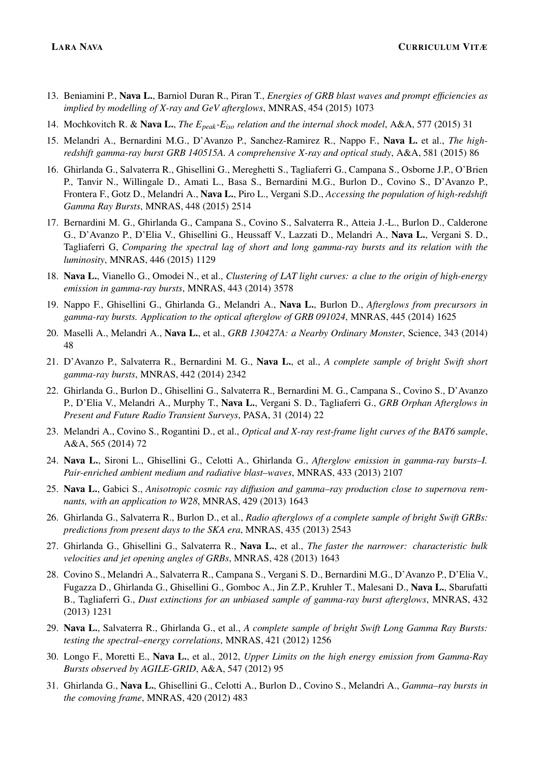13. Beniamini P., **Nava L.**, Barniol Duran R., Piran T., *Energies of GRB blast waves and prompt efficiencies as implied by modelling of X-ray and GeV afterglows*, MNRAS, 454 (2015) 1073
14. Mochkovitch R. & **Nava L.**, *The $E_{peak}$-$E_{iso}$ relation and the internal shock model*, A&A, 577 (2015) 31
15. Melandri A., Bernardini M.G., D'Avanzo P., Sanchez-Ramirez R., Nappo F., **Nava L.** et al., *The high-redshift gamma-ray burst GRB 140515A. A comprehensive X-ray and optical study*, A&A, 581 (2015) 86
16. Ghirlanda G., Salvaterra R., Ghisellini G., Mereghetti S., Tagliaferri G., Campana S., Osborne J.P., O'Brien P., Tanvir N., Willingale D., Amati L., Basa S., Bernardini M.G., Burlon D., Covino S., D'Avanzo P., Frontera F., Gotz D., Melandri A., **Nava L.**, Piro L., Vergani S.D., *Accessing the population of high-redshift Gamma Ray Bursts*, MNRAS, 448 (2015) 2514
17. Bernardini M. G., Ghirlanda G., Campana S., Covino S., Salvaterra R., Atteia J.-L., Burlon D., Calderone G., D'Avanzo P., D'Elia V., Ghisellini G., Heussaff V., Lazzati D., Melandri A., **Nava L.**, Vergani S. D., Tagliaferri G, *Comparing the spectral lag of short and long gamma-ray bursts and its relation with the luminosity*, MNRAS, 446 (2015) 1129
18. **Nava L.**, Vianello G., Omodei N., et al., *Clustering of LAT light curves: a clue to the origin of high-energy emission in gamma-ray bursts*, MNRAS, 443 (2014) 3578
19. Nappo F., Ghisellini G., Ghirlanda G., Melandri A., **Nava L.**, Burlon D., *Afterglows from precursors in gamma-ray bursts. Application to the optical afterglow of GRB 091024*, MNRAS, 445 (2014) 1625
20. Maselli A., Melandri A., **Nava L.**, et al., *GRB 130427A: a Nearby Ordinary Monster*, Science, 343 (2014) 48
21. D'Avanzo P., Salvaterra R., Bernardini M. G., **Nava L.**, et al., *A complete sample of bright Swift short gamma-ray bursts*, MNRAS, 442 (2014) 2342
22. Ghirlanda G., Burlon D., Ghisellini G., Salvaterra R., Bernardini M. G., Campana S., Covino S., D'Avanzo P., D'Elia V., Melandri A., Murphy T., **Nava L.**, Vergani S. D., Tagliaferri G., *GRB Orphan Afterglows in Present and Future Radio Transient Surveys*, PASA, 31 (2014) 22
23. Melandri A., Covino S., Rogantini D., et al., *Optical and X-ray rest-frame light curves of the BAT6 sample*, A&A, 565 (2014) 72
24. **Nava L.**, Sironi L., Ghisellini G., Celotti A., Ghirlanda G., *Afterglow emission in gamma-ray bursts–I. Pair-enriched ambient medium and radiative blast–waves*, MNRAS, 433 (2013) 2107
25. **Nava L.**, Gabici S., *Anisotropic cosmic ray diffusion and gamma–ray production close to supernova remnants, with an application to W28*, MNRAS, 429 (2013) 1643
26. Ghirlanda G., Salvaterra R., Burlon D., et al., *Radio afterglows of a complete sample of bright Swift GRBs: predictions from present days to the SKA era*, MNRAS, 435 (2013) 2543
27. Ghirlanda G., Ghisellini G., Salvaterra R., **Nava L.**, et al., *The faster the narrower: characteristic bulk velocities and jet opening angles of GRBs*, MNRAS, 428 (2013) 1643
28. Covino S., Melandri A., Salvaterra R., Campana S., Vergani S. D., Bernardini M.G., D'Avanzo P., D'Elia V., Fugazza D., Ghirlanda G., Ghisellini G., Gomboc A., Jin Z.P., Kruhler T., Malesani D., **Nava L.**, Sbarufatti B., Tagliaferri G., *Dust extinctions for an unbiased sample of gamma-ray burst afterglows*, MNRAS, 432 (2013) 1231
29. **Nava L.**, Salvaterra R., Ghirlanda G., et al., *A complete sample of bright Swift Long Gamma Ray Bursts: testing the spectral–energy correlations*, MNRAS, 421 (2012) 1256
30. Longo F., Moretti E., **Nava L.**, et al., 2012, *Upper Limits on the high energy emission from Gamma-Ray Bursts observed by AGILE-GRID*, A&A, 547 (2012) 95
31. Ghirlanda G., **Nava L.**, Ghisellini G., Celotti A., Burlon D., Covino S., Melandri A., *Gamma–ray bursts in the comoving frame*, MNRAS, 420 (2012) 483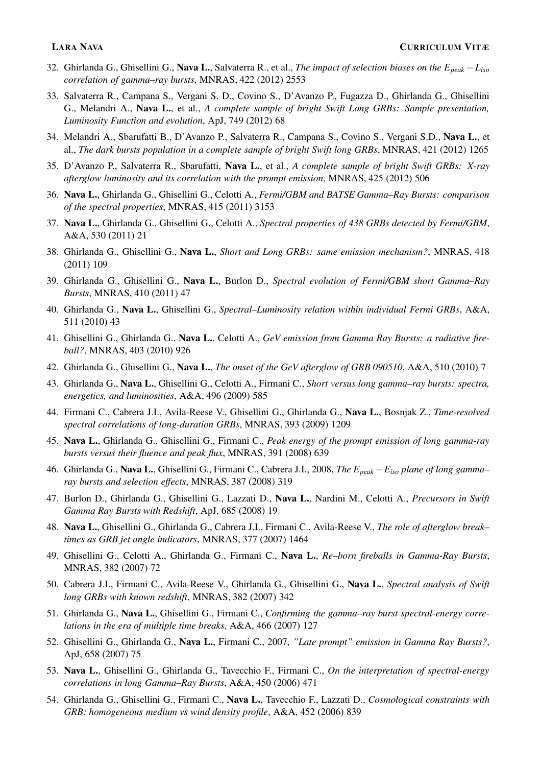32. Ghirlanda G., Ghisellini G., **Nava L.**, Salvaterra R., et al., *The impact of selection biases on the $E_{peak} - L_{iso}$ correlation of gamma–ray bursts*, MNRAS, 422 (2012) 2553

33. Salvaterra R., Campana S., Vergani S. D., Covino S., D'Avanzo P., Fugazza D., Ghirlanda G., Ghisellini G., Melandri A., **Nava L.**, et al., *A complete sample of bright Swift Long GRBs: Sample presentation, Luminosity Function and evolution*, ApJ, 749 (2012) 68

34. Melandri A., Sbarufatti B., D'Avanzo P., Salvaterra R., Campana S., Covino S., Vergani S.D., **Nava L.**, et al., *The dark bursts population in a complete sample of bright Swift long GRBs*, MNRAS, 421 (2012) 1265

35. D'Avanzo P., Salvaterra R., Sbarufatti, **Nava L.**, et al., *A complete sample of bright Swift GRBs: X-ray afterglow luminosity and its correlation with the prompt emission*, MNRAS, 425 (2012) 506

36. **Nava L.**, Ghirlanda G., Ghisellini G., Celotti A., *Fermi/GBM and BATSE Gamma–Ray Bursts: comparison of the spectral properties*, MNRAS, 415 (2011) 3153

37. **Nava L.**, Ghirlanda G., Ghisellini G., Celotti A., *Spectral properties of 438 GRBs detected by Fermi/GBM*, A&A, 530 (2011) 21

38. Ghirlanda G., Ghisellini G., **Nava L.**, *Short and Long GRBs: same emission mechanism?*, MNRAS, 418 (2011) 109

39. Ghirlanda G., Ghisellini G., **Nava L.**, Burlon D., *Spectral evolution of Fermi/GBM short Gamma–Ray Bursts*, MNRAS, 410 (2011) 47

40. Ghirlanda G., **Nava L.**, Ghisellini G., *Spectral–Luminosity relation within individual Fermi GRBs*, A&A, 511 (2010) 43

41. Ghisellini G., Ghirlanda G., **Nava L.**, Celotti A., *GeV emission from Gamma Ray Bursts: a radiative fireball?*, MNRAS, 403 (2010) 926

42. Ghirlanda G., Ghisellini G., **Nava L.**, *The onset of the GeV afterglow of GRB 090510*, A&A, 510 (2010) 7

43. Ghirlanda G., **Nava L.**, Ghisellini G., Celotti A., Firmani C., *Short versus long gamma–ray bursts: spectra, energetics, and luminosities*, A&A, 496 (2009) 585

44. Firmani C., Cabrera J.I., Avila-Reese V., Ghisellini G., Ghirlanda G., **Nava L.**, Bosnjak Z., *Time-resolved spectral correlations of long-duration GRBs*, MNRAS, 393 (2009) 1209

45. **Nava L.**, Ghirlanda G., Ghisellini G., Firmani C., *Peak energy of the prompt emission of long gamma-ray bursts versus their fluence and peak flux*, MNRAS, 391 (2008) 639

46. Ghirlanda G., **Nava L.**, Ghisellini G., Firmani C., Cabrera J.I., 2008, *The $E_{peak} - E_{iso}$ plane of long gamma–ray bursts and selection effects*, MNRAS, 387 (2008) 319

47. Burlon D., Ghirlanda G., Ghisellini G., Lazzati D., **Nava L.**, Nardini M., Celotti A., *Precursors in Swift Gamma Ray Bursts with Redshift*, ApJ, 685 (2008) 19

48. **Nava L.**, Ghisellini G., Ghirlanda G., Cabrera J.I., Firmani C., Avila-Reese V., *The role of afterglow break–times as GRB jet angle indicators*, MNRAS, 377 (2007) 1464

49. Ghisellini G., Celotti A., Ghirlanda G., Firmani C., **Nava L.**, *Re–born fireballs in Gamma-Ray Bursts*, MNRAS, 382 (2007) 72

50. Cabrera J.I., Firmani C., Avila-Reese V., Ghirlanda G., Ghisellini G., **Nava L.**, *Spectral analysis of Swift long GRBs with known redshift*, MNRAS, 382 (2007) 342

51. Ghirlanda G., **Nava L.**, Ghisellini G., Firmani C., *Confirming the gamma–ray burst spectral-energy correlations in the era of multiple time breaks*, A&A, 466 (2007) 127

52. Ghisellini G., Ghirlanda G., **Nava L.**, Firmani C., 2007, *"Late prompt" emission in Gamma Ray Bursts?*, ApJ, 658 (2007) 75

53. **Nava L.**, Ghisellini G., Ghirlanda G., Tavecchio F., Firmani C., *On the interpretation of spectral-energy correlations in long Gamma–Ray Bursts*, A&A, 450 (2006) 471

54. Ghirlanda G., Ghisellini G., Firmani C., **Nava L.**, Tavecchio F., Lazzati D., *Cosmological constraints with GRB: homogeneous medium vs wind density profile*, A&A, 452 (2006) 839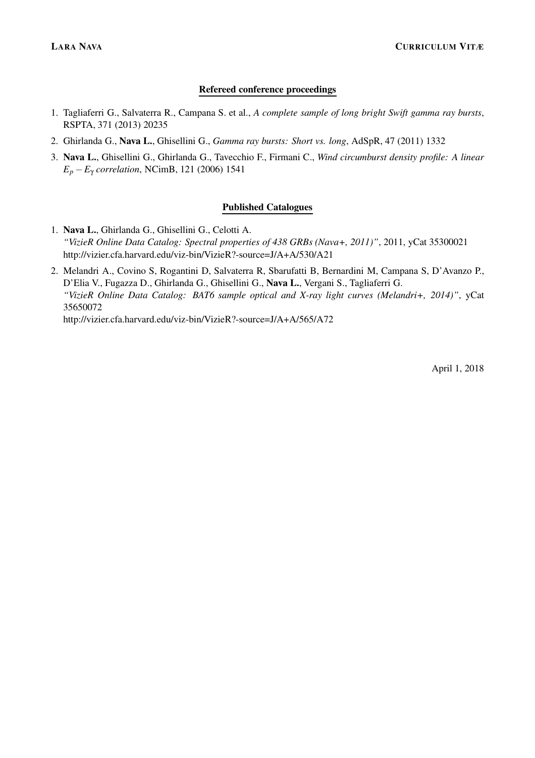## Refereed conference proceedings

1. Tagliaferri G., Salvaterra R., Campana S. et al., *A complete sample of long bright Swift gamma ray bursts*, RSPTA, 371 (2013) 20235
2. Ghirlanda G., **Nava L.**, Ghisellini G., *Gamma ray bursts: Short vs. long*, AdSpR, 47 (2011) 1332
3. **Nava L.**, Ghisellini G., Ghirlanda G., Tavecchio F., Firmani C., *Wind circumburst density profile: A linear $E_p - E_\gamma$ correlation*, NCimB, 121 (2006) 1541

## Published Catalogues

1. **Nava L.**, Ghirlanda G., Ghisellini G., Celotti A.
   *"VizieR Online Data Catalog: Spectral properties of 438 GRBs (Nava+, 2011)"*, 2011, yCat 35300021
   http://vizier.cfa.harvard.edu/viz-bin/VizieR?-source=J/A+A/530/A21
2. Melandri A., Covino S, Rogantini D, Salvaterra R, Sbarufatti B, Bernardini M, Campana S, D'Avanzo P., D'Elia V., Fugazza D., Ghirlanda G., Ghisellini G., **Nava L.**, Vergani S., Tagliaferri G.
   *"VizieR Online Data Catalog: BAT6 sample optical and X-ray light curves (Melandri+, 2014)"*, yCat 35650072
   http://vizier.cfa.harvard.edu/viz-bin/VizieR?-source=J/A+A/565/A72

April 1, 2018